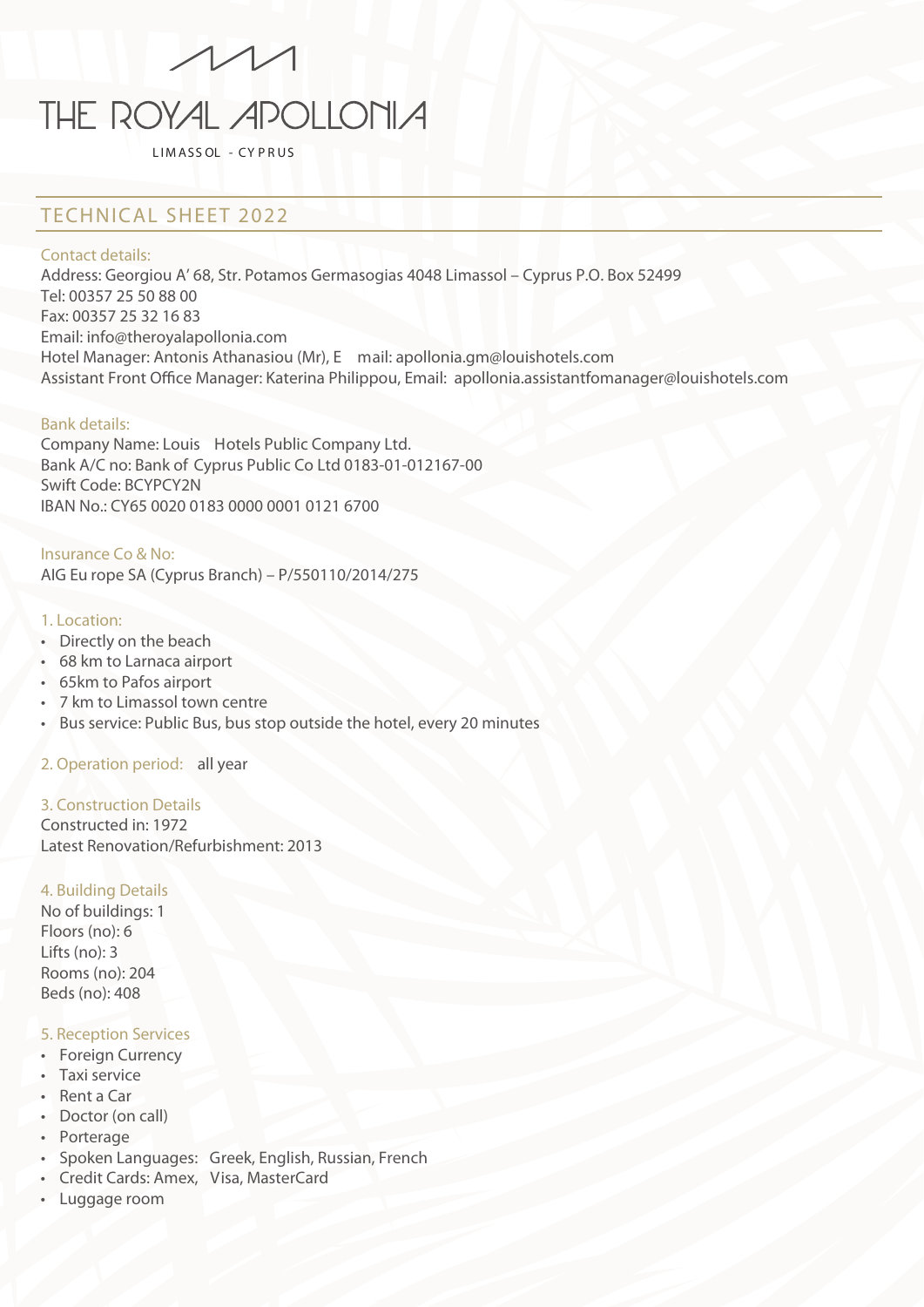# THE ROYAL APOLLONIA

LIMASSOL - CYPRUS

## TECHNICAL SHEET 2022

### Contact details:

Address: Georgiou A' 68, Str. Potamos Germasogias 4048 Limassol – Cyprus P.O. Box 52499
Tel: 00357 25 50 88 00
Fax: 00357 25 32 16 83
Email: info@theroyalapollonia.com
Hotel Manager: Antonis Athanasiou (Mr), E mail: apollonia.gm@louishotels.com
Assistant Front Office Manager: Katerina Philippou, Email: apollonia.assistantfomanager@louishotels.com

### Bank details:

Company Name: Louis Hotels Public Company Ltd.
Bank A/C no: Bank of Cyprus Public Co Ltd 0183-01-012167-00
Swift Code: BCYPCY2N
IBAN No.: CY65 0020 0183 0000 0001 0121 6700

### Insurance Co & No:

AIG Eu rope SA (Cyprus Branch) – P/550110/2014/275

### 1. Location:

- Directly on the beach
- 68 km to Larnaca airport
- 65km to Pafos airport
- 7 km to Limassol town centre
- Bus service: Public Bus, bus stop outside the hotel, every 20 minutes

### 2. Operation period: all year

### 3. Construction Details

Constructed in: 1972
Latest Renovation/Refurbishment: 2013

### 4. Building Details

No of buildings: 1
Floors (no): 6
Lifts (no): 3
Rooms (no): 204
Beds (no): 408

### 5. Reception Services

- Foreign Currency
- Taxi service
- Rent a Car
- Doctor (on call)
- Porterage
- Spoken Languages: Greek, English, Russian, French
- Credit Cards: Amex, Visa, MasterCard
- Luggage room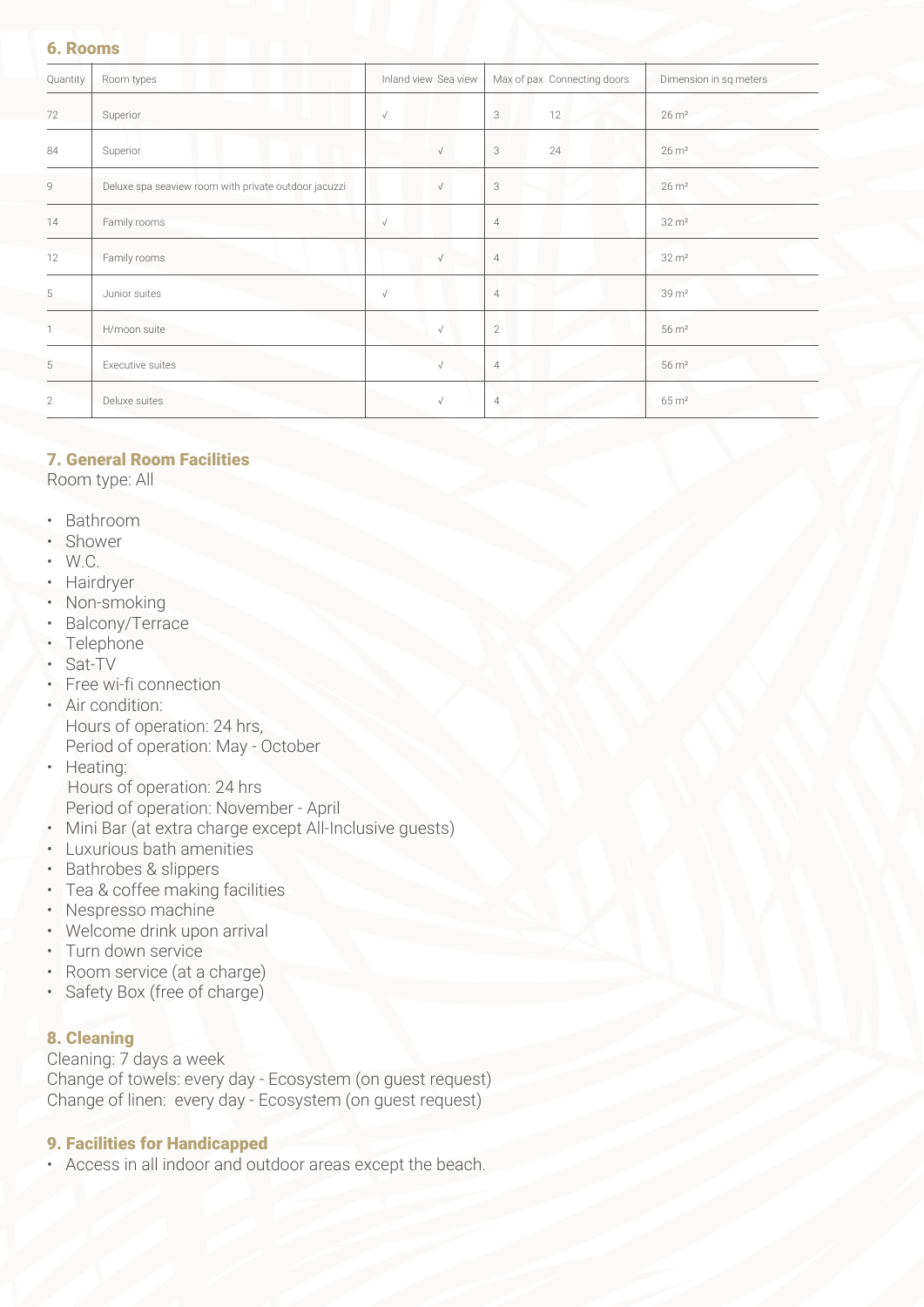## 6. Rooms

| Quantity | Room types | Inland view | Sea view | Max of pax | Connecting doors | Dimension in sq meters |
|---|---|---|---|---|---|---|
| 72 | Superior | √ | | 3 | 12 | 26 m² |
| 84 | Superior | | √ | 3 | 24 | 26 m² |
| 9 | Deluxe spa seaview room with private outdoor jacuzzi | | √ | 3 | | 26 m² |
| 14 | Family rooms | √ | | 4 | | 32 m² |
| 12 | Family rooms | | √ | 4 | | 32 m² |
| 5 | Junior suites | √ | | 4 | | 39 m² |
| 1 | H/moon suite | | √ | 2 | | 56 m² |
| 5 | Executive suites | | √ | 4 | | 56 m² |
| 2 | Deluxe suites | | √ | 4 | | 65 m² |

## 7. General Room Facilities

Room type: All

- Bathroom
- Shower
- W.C.
- Hairdryer
- Non-smoking
- Balcony/Terrace
- Telephone
- Sat-TV
- Free wi-fi connection
- Air condition:
  Hours of operation: 24 hrs,
  Period of operation: May - October
- Heating:
  Hours of operation: 24 hrs
  Period of operation: November - April
- Mini Bar (at extra charge except All-Inclusive guests)
- Luxurious bath amenities
- Bathrobes & slippers
- Tea & coffee making facilities
- Nespresso machine
- Welcome drink upon arrival
- Turn down service
- Room service (at a charge)
- Safety Box (free of charge)

## 8. Cleaning

Cleaning: 7 days a week
Change of towels: every day - Ecosystem (on guest request)
Change of linen: every day - Ecosystem (on guest request)

## 9. Facilities for Handicapped

- Access in all indoor and outdoor areas except the beach.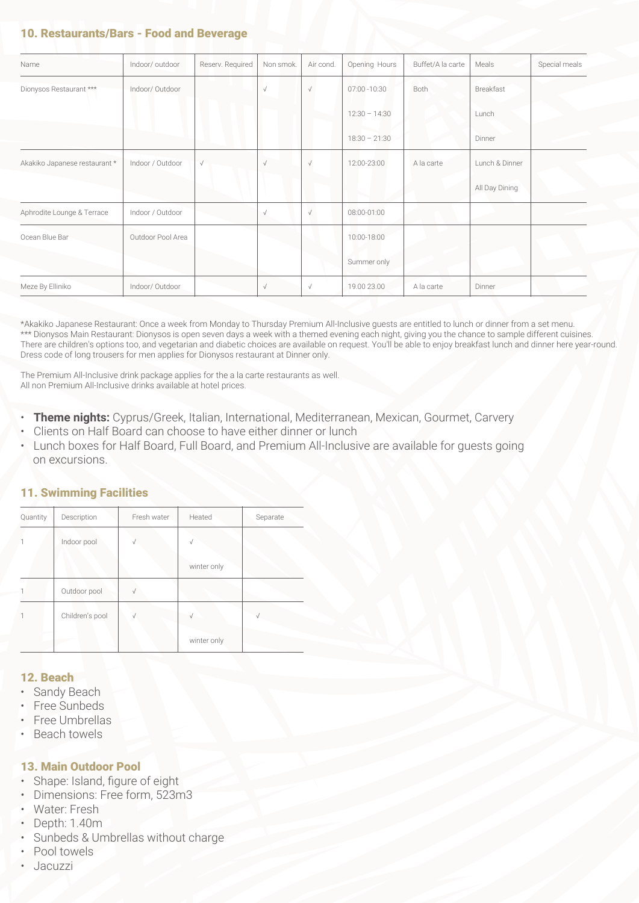## 10. Restaurants/Bars - Food and Beverage

| Name | Indoor/ outdoor | Reserv. Required | Non smok. | Air cond. | Opening Hours | Buffet/A la carte | Meals | Special meals |
|---|---|---|---|---|---|---|---|---|
| Dionysos Restaurant *** | Indoor/ Outdoor | | √ | √ | 07:00 -10:30<br>12:30 – 14:30<br>18:30 – 21:30 | Both | Breakfast<br>Lunch<br>Dinner | |
| Akakiko Japanese restaurant * | Indoor / Outdoor | √ | √ | √ | 12:00-23:00 | A la carte | Lunch & Dinner<br>All Day Dining | |
| Aphrodite Lounge & Terrace | Indoor / Outdoor | | √ | √ | 08:00-01:00 | | | |
| Ocean Blue Bar | Outdoor Pool Area | | | | 10:00-18:00<br>Summer only | | | |
| Meze By Elliniko | Indoor/ Outdoor | | √ | √ | 19.00 23.00 | A la carte | Dinner | |

*Akakiko Japanese Restaurant: Once a week from Monday to Thursday Premium All-Inclusive guests are entitled to lunch or dinner from a set menu.
*** Dionysos Main Restaurant: Dionysos is open seven days a week with a themed evening each night, giving you the chance to sample different cuisines. There are children's options too, and vegetarian and diabetic choices are available on request. You'll be able to enjoy breakfast lunch and dinner here year-round. Dress code of long trousers for men applies for Dionysos restaurant at Dinner only.

The Premium All-Inclusive drink package applies for the a la carte restaurants as well.
All non Premium All-Inclusive drinks available at hotel prices.

- **Theme nights:** Cyprus/Greek, Italian, International, Mediterranean, Mexican, Gourmet, Carvery
- Clients on Half Board can choose to have either dinner or lunch
- Lunch boxes for Half Board, Full Board, and Premium All-Inclusive are available for guests going on excursions.

## 11. Swimming Facilities

| Quantity | Description | Fresh water | Heated | Separate |
|---|---|---|---|---|
| 1 | Indoor pool | √ | √<br>winter only | |
| 1 | Outdoor pool | √ | | |
| 1 | Children's pool | √ | √<br>winter only | √ |

## 12. Beach

- Sandy Beach
- Free Sunbeds
- Free Umbrellas
- Beach towels

## 13. Main Outdoor Pool

- Shape: Island, figure of eight
- Dimensions: Free form, 523m3
- Water: Fresh
- Depth: 1.40m
- Sunbeds & Umbrellas without charge
- Pool towels
- Jacuzzi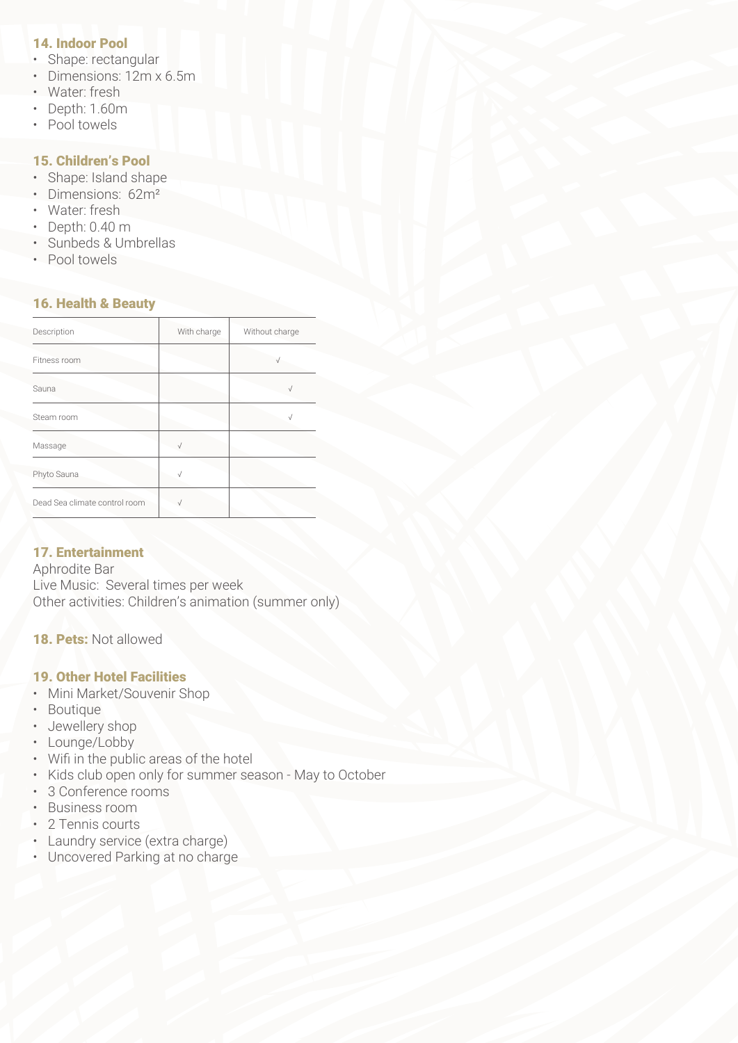### 14. Indoor Pool

- Shape: rectangular
- Dimensions: 12m x 6.5m
- Water: fresh
- Depth: 1.60m
- Pool towels

### 15. Children's Pool

- Shape: Island shape
- Dimensions: 62m²
- Water: fresh
- Depth: 0.40 m
- Sunbeds & Umbrellas
- Pool towels

### 16. Health & Beauty

| Description | With charge | Without charge |
| --- | --- | --- |
| Fitness room | | √ |
| Sauna | | √ |
| Steam room | | √ |
| Massage | √ | |
| Phyto Sauna | √ | |
| Dead Sea climate control room | √ | |

### 17. Entertainment

Aphrodite Bar
Live Music: Several times per week
Other activities: Children's animation (summer only)

### 18. Pets: Not allowed

### 19. Other Hotel Facilities

- Mini Market/Souvenir Shop
- Boutique
- Jewellery shop
- Lounge/Lobby
- Wifi in the public areas of the hotel
- Kids club open only for summer season - May to October
- 3 Conference rooms
- Business room
- 2 Tennis courts
- Laundry service (extra charge)
- Uncovered Parking at no charge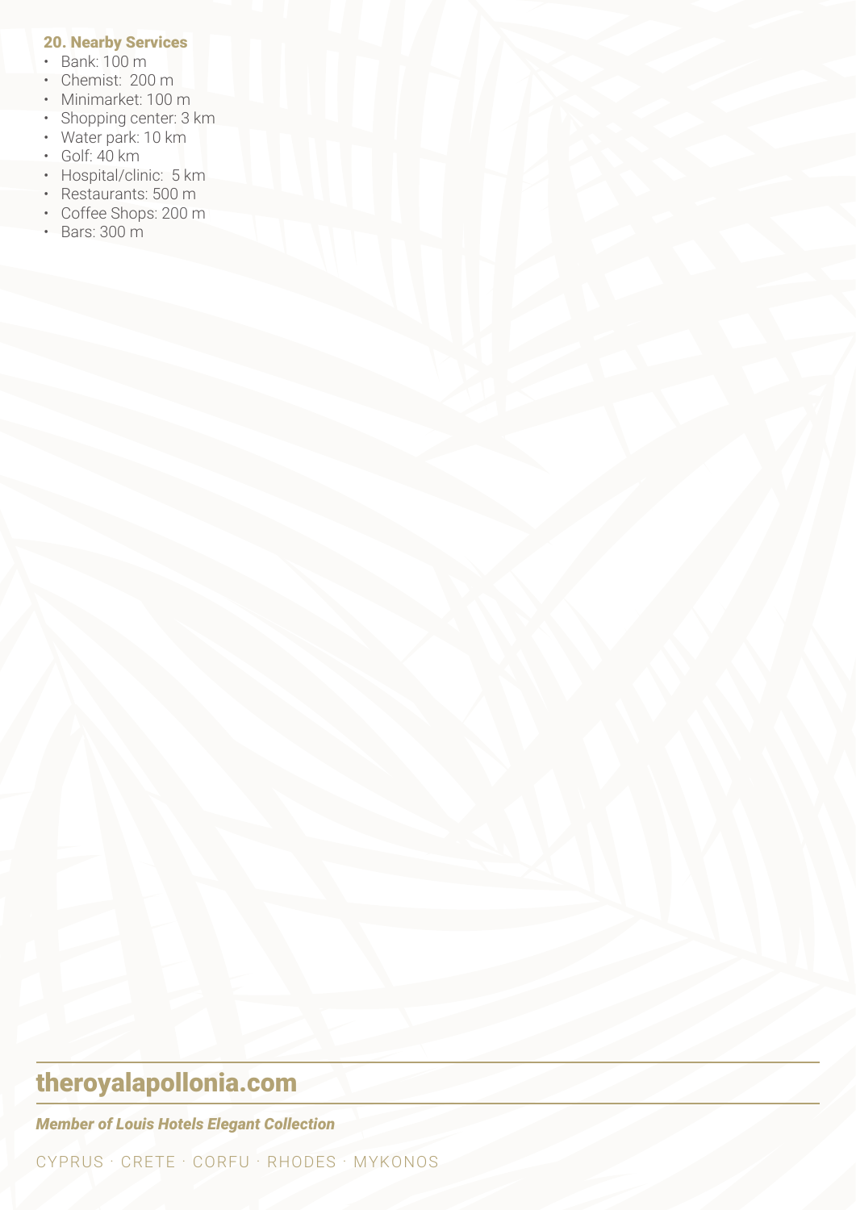## 20. Nearby Services

- Bank: 100 m
- Chemist: 200 m
- Minimarket: 100 m
- Shopping center: 3 km
- Water park: 10 km
- Golf: 40 km
- Hospital/clinic: 5 km
- Restaurants: 500 m
- Coffee Shops: 200 m
- Bars: 300 m

## theroyalapollonia.com

***Member of Louis Hotels Elegant Collection***

CYPRUS · CRETE · CORFU · RHODES · MYKONOS